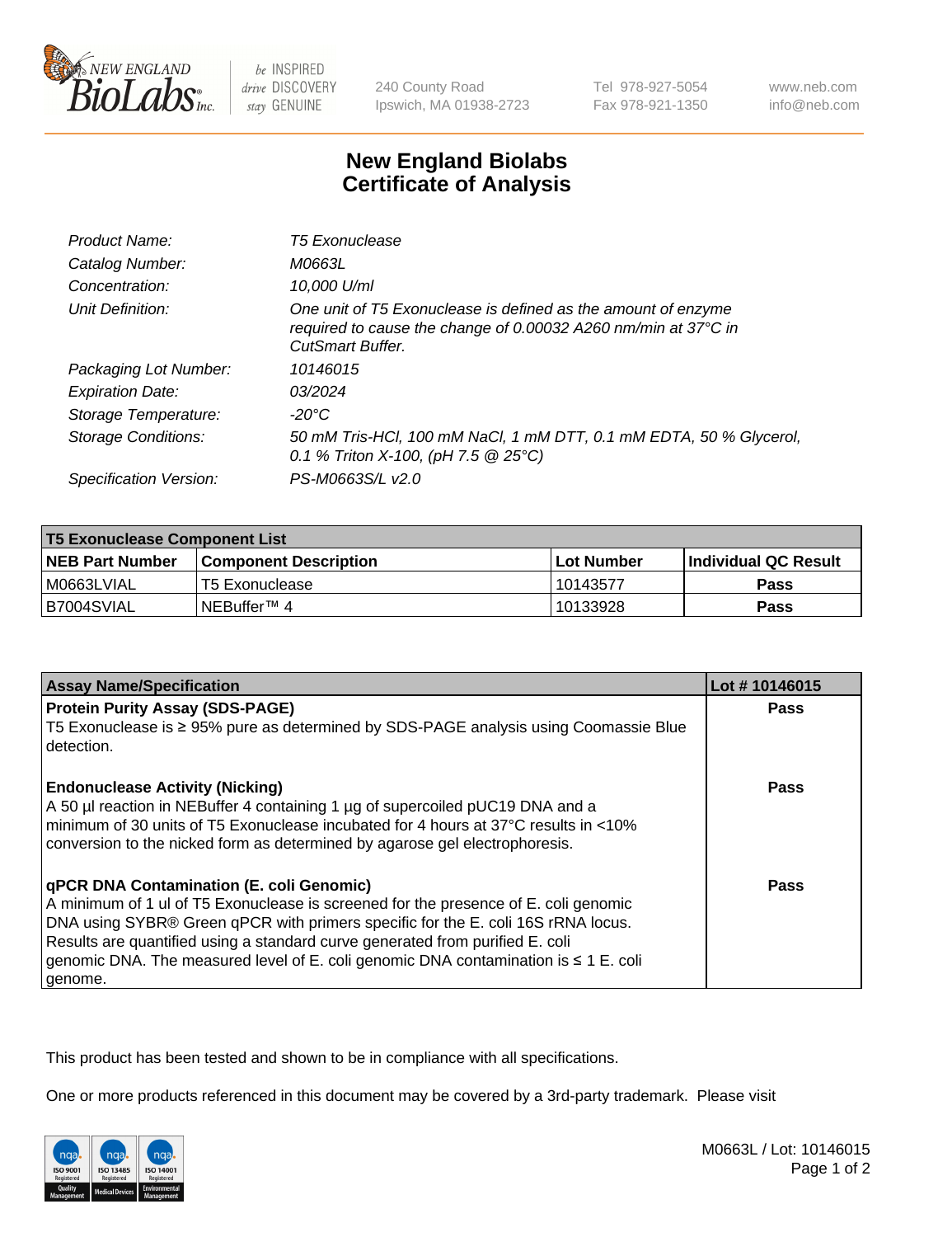NEW ENGLAND BioLabs Inc. — be INSPIRED drive DISCOVERY stay GENUINE

240 County Road
Ipswich, MA 01938-2723

Tel 978-927-5054
Fax 978-921-1350

www.neb.com
info@neb.com

# New England Biolabs
# Certificate of Analysis

| | |
|---|---|
| *Product Name:* | *T5 Exonuclease* |
| *Catalog Number:* | *M0663L* |
| *Concentration:* | *10,000 U/ml* |
| *Unit Definition:* | *One unit of T5 Exonuclease is defined as the amount of enzyme required to cause the change of 0.00032 A260 nm/min at 37°C in CutSmart Buffer.* |
| *Packaging Lot Number:* | *10146015* |
| *Expiration Date:* | *03/2024* |
| *Storage Temperature:* | *-20°C* |
| *Storage Conditions:* | *50 mM Tris-HCl, 100 mM NaCl, 1 mM DTT, 0.1 mM EDTA, 50 % Glycerol, 0.1 % Triton X-100, (pH 7.5 @ 25°C)* |
| *Specification Version:* | *PS-M0663S/L v2.0* |

| **T5 Exonuclease Component List** | | | |
|---|---|---|---|
| **NEB Part Number** | **Component Description** | **Lot Number** | **Individual QC Result** |
| M0663LVIAL | T5 Exonuclease | 10143577 | **Pass** |
| B7004SVIAL | NEBuffer™ 4 | 10133928 | **Pass** |

| **Assay Name/Specification** | **Lot # 10146015** |
|---|---|
| **Protein Purity Assay (SDS-PAGE)**<br>T5 Exonuclease is ≥ 95% pure as determined by SDS-PAGE analysis using Coomassie Blue detection. | **Pass** |
| **Endonuclease Activity (Nicking)**<br>A 50 µl reaction in NEBuffer 4 containing 1 µg of supercoiled pUC19 DNA and a minimum of 30 units of T5 Exonuclease incubated for 4 hours at 37°C results in <10% conversion to the nicked form as determined by agarose gel electrophoresis. | **Pass** |
| **qPCR DNA Contamination (E. coli Genomic)**<br>A minimum of 1 ul of T5 Exonuclease is screened for the presence of E. coli genomic DNA using SYBR® Green qPCR with primers specific for the E. coli 16S rRNA locus. Results are quantified using a standard curve generated from purified E. coli genomic DNA. The measured level of E. coli genomic DNA contamination is ≤ 1 E. coli genome. | **Pass** |

This product has been tested and shown to be in compliance with all specifications.

One or more products referenced in this document may be covered by a 3rd-party trademark. Please visit

M0663L / Lot: 10146015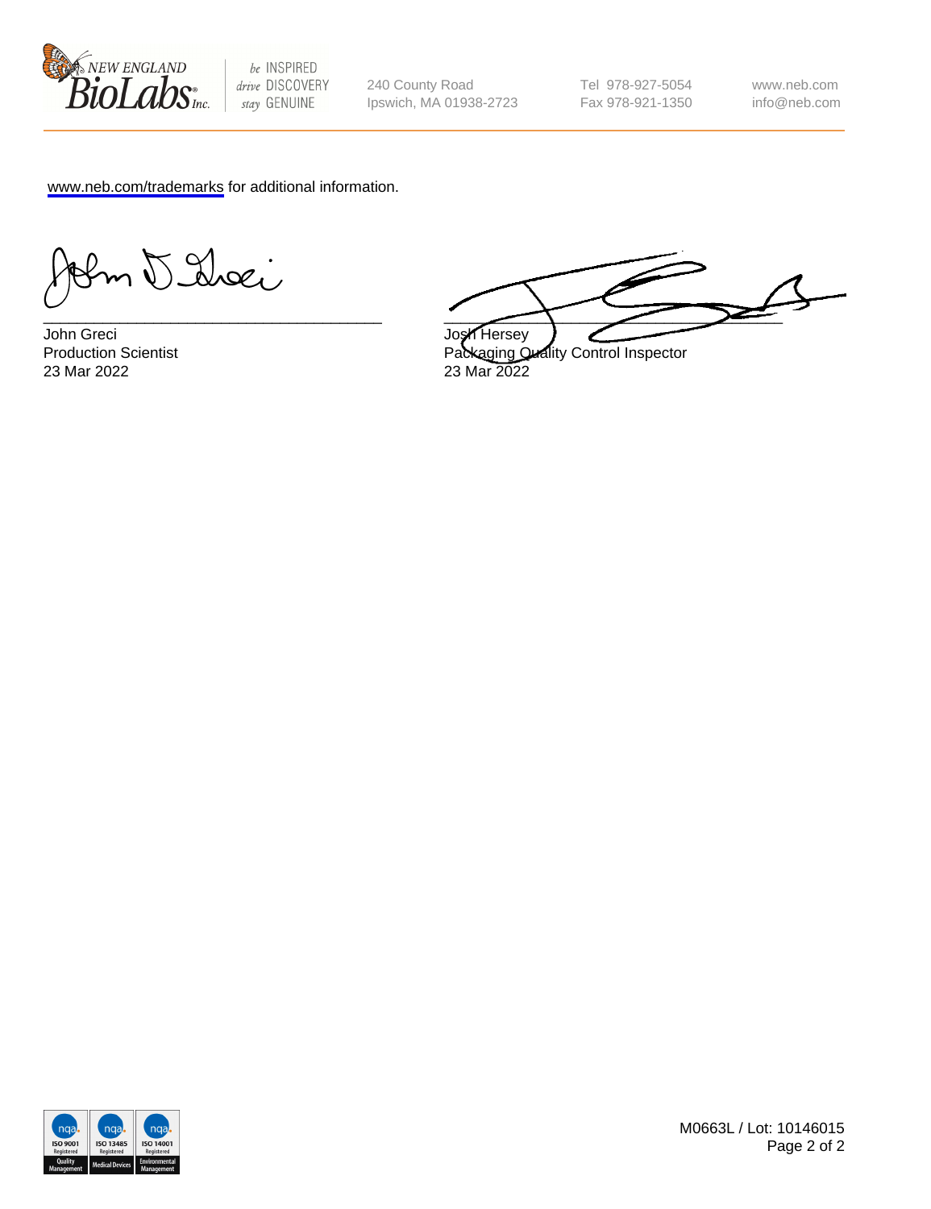www.neb.com/trademarks for additional information.

John Greci
Production Scientist
23 Mar 2022

Josh Hersey
Packaging Quality Control Inspector
23 Mar 2022

M0663L / Lot: 10146015